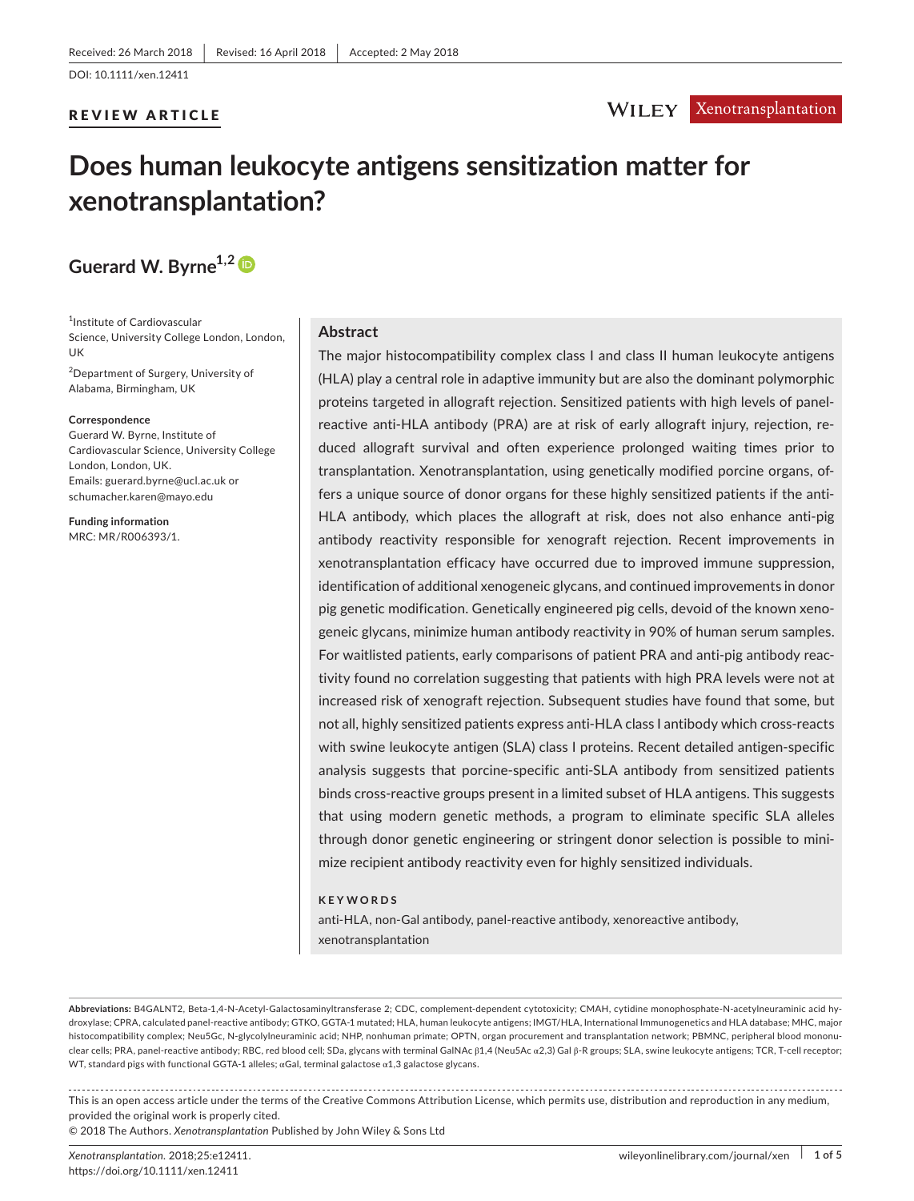Received: 26 March 2018 | Revised: 16 April 2018 | Accepted: 2 May 2018

DOI: 10.1111/xen.12411

**REVIEW ARTICLE**

# Does human leukocyte antigens sensitization matter for xenotransplantation?

**Guerard W. Byrne**[1,2]

[1]Institute of Cardiovascular Science, University College London, London, UK

[2]Department of Surgery, University of Alabama, Birmingham, UK

**Correspondence**
Guerard W. Byrne, Institute of Cardiovascular Science, University College London, London, UK.
Emails: guerard.byrne@ucl.ac.uk or schumacher.karen@mayo.edu

**Funding information**
MRC: MR/R006393/1.

## Abstract

The major histocompatibility complex class I and class II human leukocyte antigens (HLA) play a central role in adaptive immunity but are also the dominant polymorphic proteins targeted in allograft rejection. Sensitized patients with high levels of panel-reactive anti-HLA antibody (PRA) are at risk of early allograft injury, rejection, reduced allograft survival and often experience prolonged waiting times prior to transplantation. Xenotransplantation, using genetically modified porcine organs, offers a unique source of donor organs for these highly sensitized patients if the anti-HLA antibody, which places the allograft at risk, does not also enhance anti-pig antibody reactivity responsible for xenograft rejection. Recent improvements in xenotransplantation efficacy have occurred due to improved immune suppression, identification of additional xenogeneic glycans, and continued improvements in donor pig genetic modification. Genetically engineered pig cells, devoid of the known xenogeneic glycans, minimize human antibody reactivity in 90% of human serum samples. For waitlisted patients, early comparisons of patient PRA and anti-pig antibody reactivity found no correlation suggesting that patients with high PRA levels were not at increased risk of xenograft rejection. Subsequent studies have found that some, but not all, highly sensitized patients express anti-HLA class I antibody which cross-reacts with swine leukocyte antigen (SLA) class I proteins. Recent detailed antigen-specific analysis suggests that porcine-specific anti-SLA antibody from sensitized patients binds cross-reactive groups present in a limited subset of HLA antigens. This suggests that using modern genetic methods, a program to eliminate specific SLA alleles through donor genetic engineering or stringent donor selection is possible to minimize recipient antibody reactivity even for highly sensitized individuals.

**KEYWORDS**

anti-HLA, non-Gal antibody, panel-reactive antibody, xenoreactive antibody, xenotransplantation

**Abbreviations:** B4GALNT2, Beta-1,4-N-Acetyl-Galactosaminyltransferase 2; CDC, complement-dependent cytotoxicity; CMAH, cytidine monophosphate-N-acetylneuraminic acid hydroxylase; CPRA, calculated panel-reactive antibody; GTKO, GGTA-1 mutated; HLA, human leukocyte antigens; IMGT/HLA, International Immunogenetics and HLA database; MHC, major histocompatibility complex; Neu5Gc, N-glycolylneuraminic acid; NHP, nonhuman primate; OPTN, organ procurement and transplantation network; PBMNC, peripheral blood mononuclear cells; PRA, panel-reactive antibody; RBC, red blood cell; SDa, glycans with terminal GalNAc β1,4 (Neu5Ac α2,3) Gal β-R groups; SLA, swine leukocyte antigens; TCR, T-cell receptor; WT, standard pigs with functional GGTA-1 alleles; αGal, terminal galactose α1,3 galactose glycans.

This is an open access article under the terms of the Creative Commons Attribution License, which permits use, distribution and reproduction in any medium, provided the original work is properly cited.
© 2018 The Authors. *Xenotransplantation* Published by John Wiley & Sons Ltd

*Xenotransplantation*. 2018;25:e12411.
https://doi.org/10.1111/xen.12411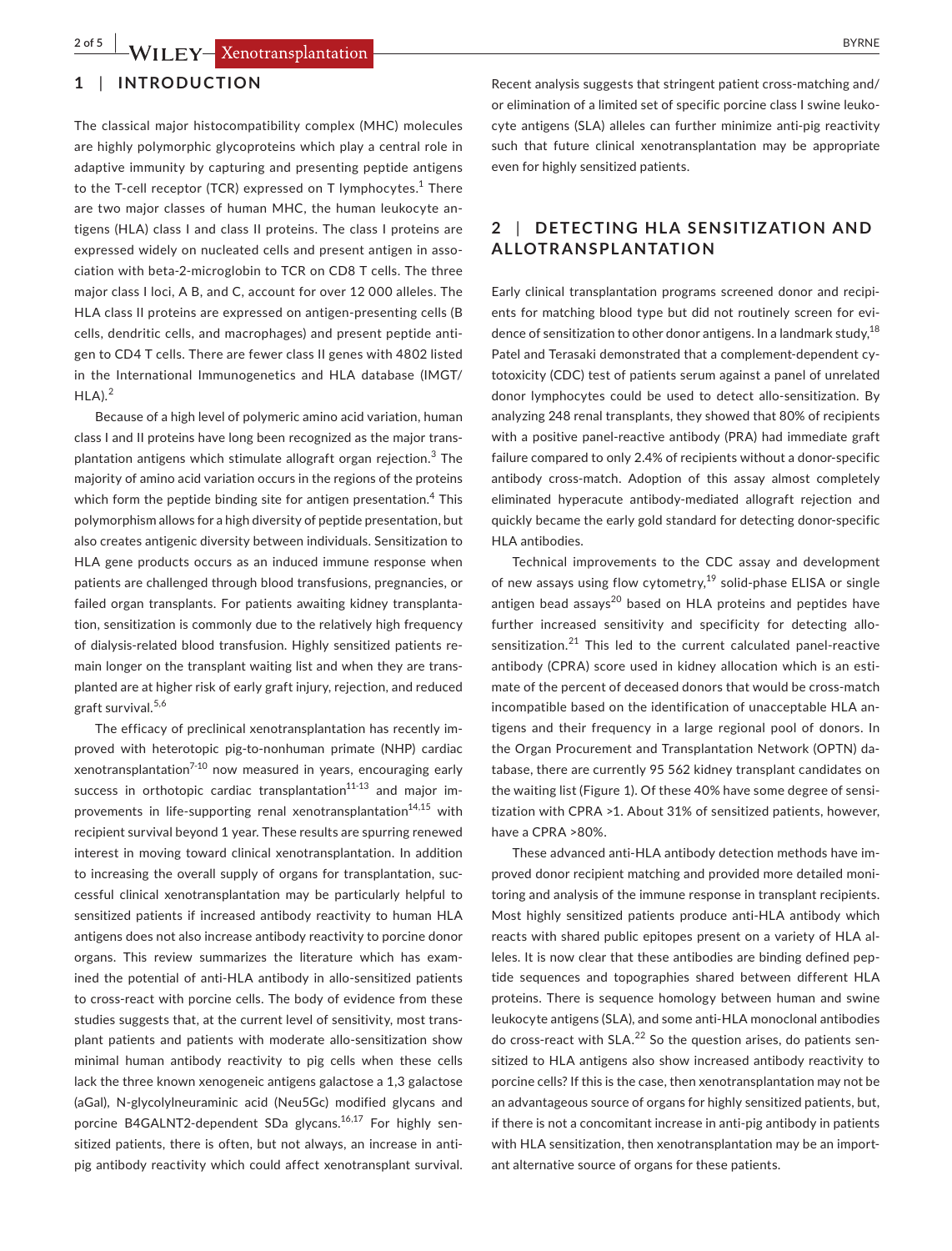## 1 | INTRODUCTION

The classical major histocompatibility complex (MHC) molecules are highly polymorphic glycoproteins which play a central role in adaptive immunity by capturing and presenting peptide antigens to the T-cell receptor (TCR) expressed on T lymphocytes.[1] There are two major classes of human MHC, the human leukocyte antigens (HLA) class I and class II proteins. The class I proteins are expressed widely on nucleated cells and present antigen in association with beta-2-microglobin to TCR on CD8 T cells. The three major class I loci, A B, and C, account for over 12 000 alleles. The HLA class II proteins are expressed on antigen-presenting cells (B cells, dendritic cells, and macrophages) and present peptide antigen to CD4 T cells. There are fewer class II genes with 4802 listed in the International Immunogenetics and HLA database (IMGT/HLA).[2]

Because of a high level of polymeric amino acid variation, human class I and II proteins have long been recognized as the major transplantation antigens which stimulate allograft organ rejection.[3] The majority of amino acid variation occurs in the regions of the proteins which form the peptide binding site for antigen presentation.[4] This polymorphism allows for a high diversity of peptide presentation, but also creates antigenic diversity between individuals. Sensitization to HLA gene products occurs as an induced immune response when patients are challenged through blood transfusions, pregnancies, or failed organ transplants. For patients awaiting kidney transplantation, sensitization is commonly due to the relatively high frequency of dialysis-related blood transfusion. Highly sensitized patients remain longer on the transplant waiting list and when they are transplanted are at higher risk of early graft injury, rejection, and reduced graft survival.[5,6]

The efficacy of preclinical xenotransplantation has recently improved with heterotopic pig-to-nonhuman primate (NHP) cardiac xenotransplantation[7-10] now measured in years, encouraging early success in orthotopic cardiac transplantation[11-13] and major improvements in life-supporting renal xenotransplantation[14,15] with recipient survival beyond 1 year. These results are spurring renewed interest in moving toward clinical xenotransplantation. In addition to increasing the overall supply of organs for transplantation, successful clinical xenotransplantation may be particularly helpful to sensitized patients if increased antibody reactivity to human HLA antigens does not also increase antibody reactivity to porcine donor organs. This review summarizes the literature which has examined the potential of anti-HLA antibody in allo-sensitized patients to cross-react with porcine cells. The body of evidence from these studies suggests that, at the current level of sensitivity, most transplant patients and patients with moderate allo-sensitization show minimal human antibody reactivity to pig cells when these cells lack the three known xenogeneic antigens galactose a 1,3 galactose (aGal), N-glycolylneuraminic acid (Neu5Gc) modified glycans and porcine B4GALNT2-dependent SDa glycans.[16,17] For highly sensitized patients, there is often, but not always, an increase in anti-pig antibody reactivity which could affect xenotransplant survival. Recent analysis suggests that stringent patient cross-matching and/or elimination of a limited set of specific porcine class I swine leukocyte antigens (SLA) alleles can further minimize anti-pig reactivity such that future clinical xenotransplantation may be appropriate even for highly sensitized patients.

## 2 | DETECTING HLA SENSITIZATION AND ALLOTRANSPLANTATION

Early clinical transplantation programs screened donor and recipients for matching blood type but did not routinely screen for evidence of sensitization to other donor antigens. In a landmark study,[18] Patel and Terasaki demonstrated that a complement-dependent cytotoxicity (CDC) test of patients serum against a panel of unrelated donor lymphocytes could be used to detect allo-sensitization. By analyzing 248 renal transplants, they showed that 80% of recipients with a positive panel-reactive antibody (PRA) had immediate graft failure compared to only 2.4% of recipients without a donor-specific antibody cross-match. Adoption of this assay almost completely eliminated hyperacute antibody-mediated allograft rejection and quickly became the early gold standard for detecting donor-specific HLA antibodies.

Technical improvements to the CDC assay and development of new assays using flow cytometry,[19] solid-phase ELISA or single antigen bead assays[20] based on HLA proteins and peptides have further increased sensitivity and specificity for detecting allo-sensitization.[21] This led to the current calculated panel-reactive antibody (CPRA) score used in kidney allocation which is an estimate of the percent of deceased donors that would be cross-match incompatible based on the identification of unacceptable HLA antigens and their frequency in a large regional pool of donors. In the Organ Procurement and Transplantation Network (OPTN) database, there are currently 95 562 kidney transplant candidates on the waiting list (Figure 1). Of these 40% have some degree of sensitization with CPRA >1. About 31% of sensitized patients, however, have a CPRA >80%.

These advanced anti-HLA antibody detection methods have improved donor recipient matching and provided more detailed monitoring and analysis of the immune response in transplant recipients. Most highly sensitized patients produce anti-HLA antibody which reacts with shared public epitopes present on a variety of HLA alleles. It is now clear that these antibodies are binding defined peptide sequences and topographies shared between different HLA proteins. There is sequence homology between human and swine leukocyte antigens (SLA), and some anti-HLA monoclonal antibodies do cross-react with SLA.[22] So the question arises, do patients sensitized to HLA antigens also show increased antibody reactivity to porcine cells? If this is the case, then xenotransplantation may not be an advantageous source of organs for highly sensitized patients, but, if there is not a concomitant increase in anti-pig antibody in patients with HLA sensitization, then xenotransplantation may be an important alternative source of organs for these patients.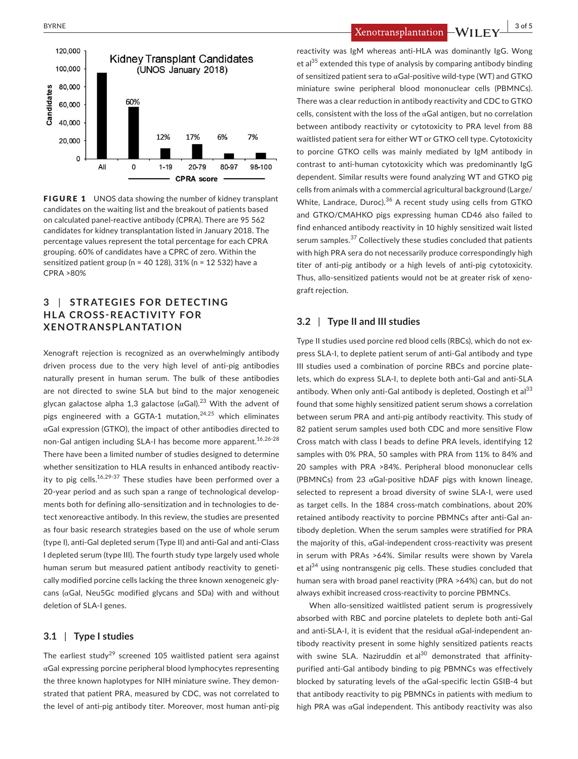FIGURE 1 UNOS data showing the number of kidney transplant candidates on the waiting list and the breakout of patients based on calculated panel-reactive antibody (CPRA). There are 95 562 candidates for kidney transplantation listed in January 2018. The percentage values represent the total percentage for each CPRA grouping. 60% of candidates have a CPRC of zero. Within the sensitized patient group (n = 40 128), 31% (n = 12 532) have a CPRA >80%

## 3 | STRATEGIES FOR DETECTING HLA CROSS-REACTIVITY FOR XENOTRANSPLANTATION

Xenograft rejection is recognized as an overwhelmingly antibody driven process due to the very high level of anti-pig antibodies naturally present in human serum. The bulk of these antibodies are not directed to swine SLA but bind to the major xenogeneic glycan galactose alpha 1,3 galactose (αGal).[23] With the advent of pigs engineered with a GGTA-1 mutation,[24,25] which eliminates αGal expression (GTKO), the impact of other antibodies directed to non-Gal antigen including SLA-I has become more apparent.[16,26-28] There have been a limited number of studies designed to determine whether sensitization to HLA results in enhanced antibody reactivity to pig cells.[16,29-37] These studies have been performed over a 20-year period and as such span a range of technological developments both for defining allo-sensitization and in technologies to detect xenoreactive antibody. In this review, the studies are presented as four basic research strategies based on the use of whole serum (type I), anti-Gal depleted serum (Type II) and anti-Gal and anti-Class I depleted serum (type III). The fourth study type largely used whole human serum but measured patient antibody reactivity to genetically modified porcine cells lacking the three known xenogeneic glycans (αGal, Neu5Gc modified glycans and SDa) with and without deletion of SLA-I genes.

### 3.1 | Type I studies

The earliest study[29] screened 105 waitlisted patient sera against αGal expressing porcine peripheral blood lymphocytes representing the three known haplotypes for NIH miniature swine. They demonstrated that patient PRA, measured by CDC, was not correlated to the level of anti-pig antibody titer. Moreover, most human anti-pig reactivity was IgM whereas anti-HLA was dominantly IgG. Wong et al[35] extended this type of analysis by comparing antibody binding of sensitized patient sera to αGal-positive wild-type (WT) and GTKO miniature swine peripheral blood mononuclear cells (PBMNCs). There was a clear reduction in antibody reactivity and CDC to GTKO cells, consistent with the loss of the αGal antigen, but no correlation between antibody reactivity or cytotoxicity to PRA level from 88 waitlisted patient sera for either WT or GTKO cell type. Cytotoxicity to porcine GTKO cells was mainly mediated by IgM antibody in contrast to anti-human cytotoxicity which was predominantly IgG dependent. Similar results were found analyzing WT and GTKO pig cells from animals with a commercial agricultural background (Large/White, Landrace, Duroc).[36] A recent study using cells from GTKO and GTKO/CMAHKO pigs expressing human CD46 also failed to find enhanced antibody reactivity in 10 highly sensitized wait listed serum samples.[37] Collectively these studies concluded that patients with high PRA sera do not necessarily produce correspondingly high titer of anti-pig antibody or a high levels of anti-pig cytotoxicity. Thus, allo-sensitized patients would not be at greater risk of xenograft rejection.

### 3.2 | Type II and III studies

Type II studies used porcine red blood cells (RBCs), which do not express SLA-I, to deplete patient serum of anti-Gal antibody and type III studies used a combination of porcine RBCs and porcine platelets, which do express SLA-I, to deplete both anti-Gal and anti-SLA antibody. When only anti-Gal antibody is depleted, Oostingh et al[33] found that some highly sensitized patient serum shows a correlation between serum PRA and anti-pig antibody reactivity. This study of 82 patient serum samples used both CDC and more sensitive Flow Cross match with class I beads to define PRA levels, identifying 12 samples with 0% PRA, 50 samples with PRA from 11% to 84% and 20 samples with PRA >84%. Peripheral blood mononuclear cells (PBMNCs) from 23 αGal-positive hDAF pigs with known lineage, selected to represent a broad diversity of swine SLA-I, were used as target cells. In the 1884 cross-match combinations, about 20% retained antibody reactivity to porcine PBMNCs after anti-Gal antibody depletion. When the serum samples were stratified for PRA the majority of this, αGal-independent cross-reactivity was present in serum with PRAs >64%. Similar results were shown by Varela et al[34] using nontransgenic pig cells. These studies concluded that human sera with broad panel reactivity (PRA >64%) can, but do not always exhibit increased cross-reactivity to porcine PBMNCs.

When allo-sensitized waitlisted patient serum is progressively absorbed with RBC and porcine platelets to deplete both anti-Gal and anti-SLA-I, it is evident that the residual αGal-independent antibody reactivity present in some highly sensitized patients reacts with swine SLA. Naziruddin et al[30] demonstrated that affinity-purified anti-Gal antibody binding to pig PBMNCs was effectively blocked by saturating levels of the αGal-specific lectin GSIB-4 but that antibody reactivity to pig PBMNCs in patients with medium to high PRA was αGal independent. This antibody reactivity was also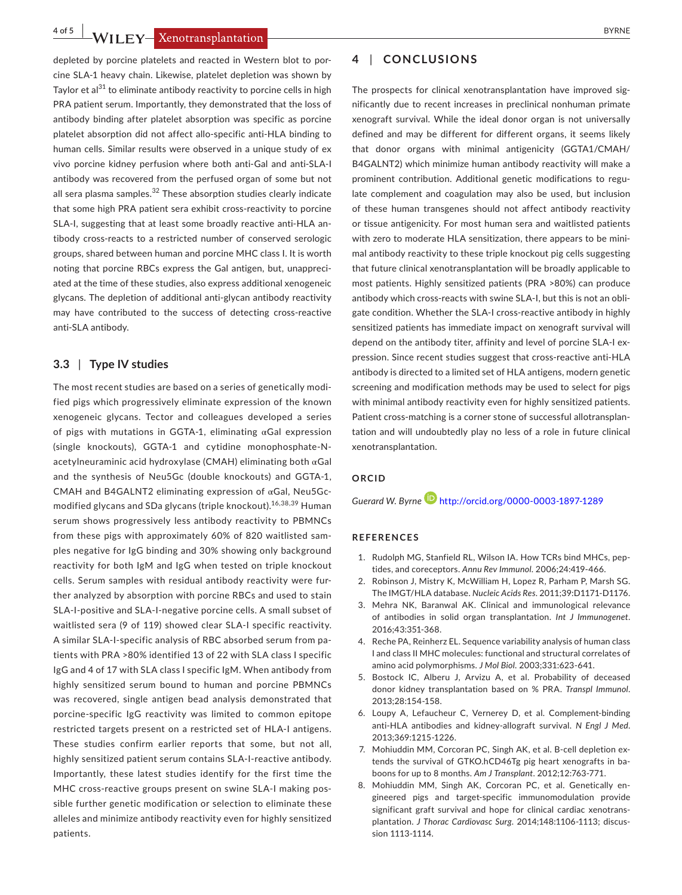depleted by porcine platelets and reacted in Western blot to porcine SLA-1 heavy chain. Likewise, platelet depletion was shown by Taylor et al[31] to eliminate antibody reactivity to porcine cells in high PRA patient serum. Importantly, they demonstrated that the loss of antibody binding after platelet absorption was specific as porcine platelet absorption did not affect allo-specific anti-HLA binding to human cells. Similar results were observed in a unique study of ex vivo porcine kidney perfusion where both anti-Gal and anti-SLA-I antibody was recovered from the perfused organ of some but not all sera plasma samples.[32] These absorption studies clearly indicate that some high PRA patient sera exhibit cross-reactivity to porcine SLA-I, suggesting that at least some broadly reactive anti-HLA antibody cross-reacts to a restricted number of conserved serologic groups, shared between human and porcine MHC class I. It is worth noting that porcine RBCs express the Gal antigen, but, unappreciated at the time of these studies, also express additional xenogeneic glycans. The depletion of additional anti-glycan antibody reactivity may have contributed to the success of detecting cross-reactive anti-SLA antibody.

### 3.3 | Type IV studies

The most recent studies are based on a series of genetically modified pigs which progressively eliminate expression of the known xenogeneic glycans. Tector and colleagues developed a series of pigs with mutations in GGTA-1, eliminating αGal expression (single knockouts), GGTA-1 and cytidine monophosphate-N-acetylneuraminic acid hydroxylase (CMAH) eliminating both αGal and the synthesis of Neu5Gc (double knockouts) and GGTA-1, CMAH and B4GALNT2 eliminating expression of αGal, Neu5Gc-modified glycans and SDa glycans (triple knockout).[16,38,39] Human serum shows progressively less antibody reactivity to PBMNCs from these pigs with approximately 60% of 820 waitlisted samples negative for IgG binding and 30% showing only background reactivity for both IgM and IgG when tested on triple knockout cells. Serum samples with residual antibody reactivity were further analyzed by absorption with porcine RBCs and used to stain SLA-I-positive and SLA-I-negative porcine cells. A small subset of waitlisted sera (9 of 119) showed clear SLA-I specific reactivity. A similar SLA-I-specific analysis of RBC absorbed serum from patients with PRA >80% identified 13 of 22 with SLA class I specific IgG and 4 of 17 with SLA class I specific IgM. When antibody from highly sensitized serum bound to human and porcine PBMNCs was recovered, single antigen bead analysis demonstrated that porcine-specific IgG reactivity was limited to common epitope restricted targets present on a restricted set of HLA-I antigens. These studies confirm earlier reports that some, but not all, highly sensitized patient serum contains SLA-I-reactive antibody. Importantly, these latest studies identify for the first time the MHC cross-reactive groups present on swine SLA-I making possible further genetic modification or selection to eliminate these alleles and minimize antibody reactivity even for highly sensitized patients.

## 4 | CONCLUSIONS

The prospects for clinical xenotransplantation have improved significantly due to recent increases in preclinical nonhuman primate xenograft survival. While the ideal donor organ is not universally defined and may be different for different organs, it seems likely that donor organs with minimal antigenicity (GGTA1/CMAH/B4GALNT2) which minimize human antibody reactivity will make a prominent contribution. Additional genetic modifications to regulate complement and coagulation may also be used, but inclusion of these human transgenes should not affect antibody reactivity or tissue antigenicity. For most human sera and waitlisted patients with zero to moderate HLA sensitization, there appears to be minimal antibody reactivity to these triple knockout pig cells suggesting that future clinical xenotransplantation will be broadly applicable to most patients. Highly sensitized patients (PRA >80%) can produce antibody which cross-reacts with swine SLA-I, but this is not an obligate condition. Whether the SLA-I cross-reactive antibody in highly sensitized patients has immediate impact on xenograft survival will depend on the antibody titer, affinity and level of porcine SLA-I expression. Since recent studies suggest that cross-reactive anti-HLA antibody is directed to a limited set of HLA antigens, modern genetic screening and modification methods may be used to select for pigs with minimal antibody reactivity even for highly sensitized patients. Patient cross-matching is a corner stone of successful allotransplantation and will undoubtedly play no less of a role in future clinical xenotransplantation.

## ORCID

*Guerard W. Byrne* http://orcid.org/0000-0003-1897-1289

## REFERENCES

1. Rudolph MG, Stanfield RL, Wilson IA. How TCRs bind MHCs, peptides, and coreceptors. *Annu Rev Immunol*. 2006;24:419-466.
2. Robinson J, Mistry K, McWilliam H, Lopez R, Parham P, Marsh SG. The IMGT/HLA database. *Nucleic Acids Res*. 2011;39:D1171-D1176.
3. Mehra NK, Baranwal AK. Clinical and immunological relevance of antibodies in solid organ transplantation. *Int J Immunogenet*. 2016;43:351-368.
4. Reche PA, Reinherz EL. Sequence variability analysis of human class I and class II MHC molecules: functional and structural correlates of amino acid polymorphisms. *J Mol Biol*. 2003;331:623-641.
5. Bostock IC, Alberu J, Arvizu A, et al. Probability of deceased donor kidney transplantation based on % PRA. *Transpl Immunol*. 2013;28:154-158.
6. Loupy A, Lefaucheur C, Vernerey D, et al. Complement-binding anti-HLA antibodies and kidney-allograft survival. *N Engl J Med*. 2013;369:1215-1226.
7. Mohiuddin MM, Corcoran PC, Singh AK, et al. B-cell depletion extends the survival of GTKO.hCD46Tg pig heart xenografts in baboons for up to 8 months. *Am J Transplant*. 2012;12:763-771.
8. Mohiuddin MM, Singh AK, Corcoran PC, et al. Genetically engineered pigs and target-specific immunomodulation provide significant graft survival and hope for clinical cardiac xenotransplantation. *J Thorac Cardiovasc Surg*. 2014;148:1106-1113; discussion 1113-1114.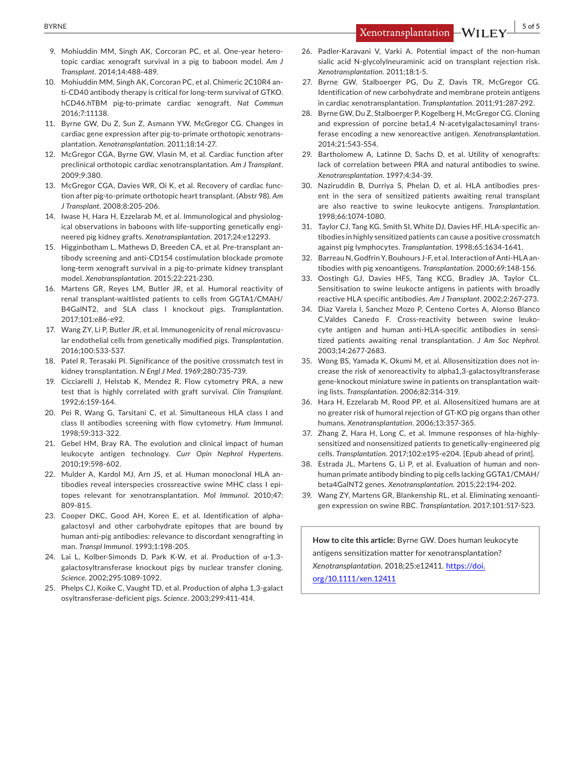9. Mohiuddin MM, Singh AK, Corcoran PC, et al. One-year heterotopic cardiac xenograft survival in a pig to baboon model. *Am J Transplant*. 2014;14:488-489.
10. Mohiuddin MM, Singh AK, Corcoran PC, et al. Chimeric 2C10R4 anti-CD40 antibody therapy is critical for long-term survival of GTKO.hCD46.hTBM pig-to-primate cardiac xenograft. *Nat Commun* 2016;7:11138.
11. Byrne GW, Du Z, Sun Z, Asmann YW, McGregor CG. Changes in cardiac gene expression after pig-to-primate orthotopic xenotransplantation. *Xenotransplantation*. 2011;18:14-27.
12. McGregor CGA, Byrne GW, Vlasin M, et al. Cardiac function after preclinical orthotopic cardiac xenotransplantation. *Am J Transplant*. 2009;9:380.
13. McGregor CGA, Davies WR, Oi K, et al. Recovery of cardiac function after pig-to-primate orthotopic heart transplant. (Abstr 98). *Am J Transplant*. 2008;8:205-206.
14. Iwase H, Hara H, Ezzelarab M, et al. Immunological and physiological observations in baboons with life-supporting genetically engineered pig kidney grafts. *Xenotransplantation*. 2017;24:e12293.
15. Higginbotham L, Mathews D, Breeden CA, et al. Pre-transplant antibody screening and anti-CD154 costimulation blockade promote long-term xenograft survival in a pig-to-primate kidney transplant model. *Xenotransplantation*. 2015;22:221-230.
16. Martens GR, Reyes LM, Butler JR, et al. Humoral reactivity of renal transplant-waitlisted patients to cells from GGTA1/CMAH/B4GalNT2, and SLA class I knockout pigs. *Transplantation*. 2017;101:e86-e92.
17. Wang ZY, Li P, Butler JR, et al. Immunogenicity of renal microvascular endothelial cells from genetically modified pigs. *Transplantation*. 2016;100:533-537.
18. Patel R, Terasaki PI. Significance of the positive crossmatch test in kidney transplantation. *N Engl J Med*. 1969;280:735-739.
19. Cicciarelli J, Helstab K, Mendez R. Flow cytometry PRA, a new test that is highly correlated with graft survival. *Clin Transplant*. 1992;6:159-164.
20. Pei R, Wang G, Tarsitani C, et al. Simultaneous HLA class I and class II antibodies screening with flow cytometry. *Hum Immunol*. 1998;59:313-322.
21. Gebel HM, Bray RA. The evolution and clinical impact of human leukocyte antigen technology. *Curr Opin Nephrol Hypertens*. 2010;19:598-602.
22. Mulder A, Kardol MJ, Arn JS, et al. Human monoclonal HLA antibodies reveal interspecies crossreactive swine MHC class I epitopes relevant for xenotransplantation. *Mol Immunol*. 2010;47:809-815.
23. Cooper DKC, Good AH, Koren E, et al. Identification of alpha-galactosyl and other carbohydrate epitopes that are bound by human anti-pig antibodies: relevance to discordant xenografting in man. *Transpl Immunol*. 1993;1:198-205.
24. Lai L, Kolber-Simonds D, Park K-W, et al. Production of α-1,3-galactosyltransferase knockout pigs by nuclear transfer cloning. *Science*. 2002;295:1089-1092.
25. Phelps CJ, Koike C, Vaught TD, et al. Production of alpha 1,3-galactosyltransferase-deficient pigs. *Science*. 2003;299:411-414.
26. Padler-Karavani V, Varki A. Potential impact of the non-human sialic acid N-glycolylneuraminic acid on transplant rejection risk. *Xenotransplantation*. 2011;18:1-5.
27. Byrne GW, Stalboerger PG, Du Z, Davis TR, McGregor CG. Identification of new carbohydrate and membrane protein antigens in cardiac xenotransplantation. *Transplantation*. 2011;91:287-292.
28. Byrne GW, Du Z, Stalboerger P, Kogelberg H, McGregor CG. Cloning and expression of porcine beta1,4 N-acetylgalactosaminyl transferase encoding a new xenoreactive antigen. *Xenotransplantation*. 2014;21:543-554.
29. Bartholomew A, Latinne D, Sachs D, et al. Utility of xenografts: lack of correlation between PRA and natural antibodies to swine. *Xenotransplantation*. 1997;4:34-39.
30. Naziruddin B, Durriya S, Phelan D, et al. HLA antibodies present in the sera of sensitized patients awaiting renal transplant are also reactive to swine leukocyte antigens. *Transplantation*. 1998;66:1074-1080.
31. Taylor CJ, Tang KG, Smith SI, White DJ, Davies HF. HLA-specific antibodies in highly sensitized patients can cause a positive crossmatch against pig lymphocytes. *Transplantation*. 1998;65:1634-1641.
32. Barreau N, Godfrin Y, Bouhours J-F, et al. Interaction of Anti-HLA antibodies with pig xenoantigens. *Transplantation*. 2000;69:148-156.
33. Oostingh GJ, Davies HFS, Tang KCG, Bradley JA, Taylor CL. Sensitisation to swine leukocte antigens in patients with broadly reactive HLA specific antibodies. *Am J Transplant*. 2002;2:267-273.
34. Diaz Varela I, Sanchez Mozo P, Centeno Cortes A, Alonso Blanco C,Valdes Canedo F. Cross-reactivity between swine leukocyte antigen and human anti-HLA-specific antibodies in sensitized patients awaiting renal transplantation. *J Am Soc Nephrol*. 2003;14:2677-2683.
35. Wong BS, Yamada K, Okumi M, et al. Allosensitization does not increase the risk of xenoreactivity to alpha1,3-galactosyltransferase gene-knockout miniature swine in patients on transplantation waiting lists. *Transplantation*. 2006;82:314-319.
36. Hara H, Ezzelarab M, Rood PP, et al. Allosensitized humans are at no greater risk of humoral rejection of GT-KO pig organs than other humans. *Xenotransplantation*. 2006;13:357-365.
37. Zhang Z, Hara H, Long C, et al. Immune responses of hla-highly-sensitized and nonsensitized patients to genetically-engineered pig cells. *Transplantation*. 2017;102:e195-e204. [Epub ahead of print].
38. Estrada JL, Martens G, Li P, et al. Evaluation of human and non-human primate antibody binding to pig cells lacking GGTA1/CMAH/beta4GalNT2 genes. *Xenotransplantation*. 2015;22:194-202.
39. Wang ZY, Martens GR, Blankenship RL, et al. Eliminating xenoantigen expression on swine RBC. *Transplantation*. 2017;101:517-523.

**How to cite this article:** Byrne GW. Does human leukocyte antigens sensitization matter for xenotransplantation? *Xenotransplantation*. 2018;25:e12411. https://doi.org/10.1111/xen.12411